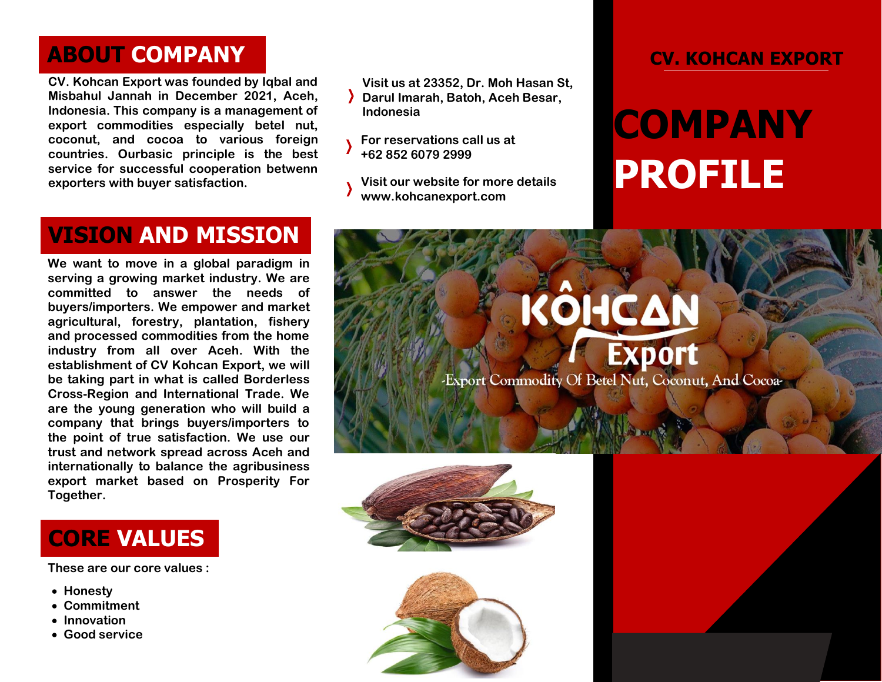# CV. KOHCAN EXPORT

# COMPANY PROFILE

## ABOUT COMPANY

CV. Kohcan Export was founded by Iqbal and Misbahul Jannah in December 2021, Aceh, Indonesia. This company is a management of export commodities especially betel nut, coconut, and cocoa to various foreign countries. Ourbasic principle is the best service for successful cooperation betwenn exporters with buyer satisfaction.

- Visit us at 23352, Dr. Moh Hasan St, Darul Imarah, Batoh, Aceh Besar, Indonesia
- For reservations call us at +62 852 6079 2999
- Visit our website for more details www.kohcanexport.com

## VISION AND MISSION

We want to move in a global paradigm in serving a growing market industry. We are committed to answer the needs of buyers/importers. We empower and market agricultural, forestry, plantation, fishery and processed commodities from the home industry from all over Aceh. With the establishment of CV Kohcan Export, we will be taking part in what is called Borderless Cross-Region and International Trade. We are the young generation who will build a company that brings buyers/importers to the point of true satisfaction. We use our trust and network spread across Aceh and internationally to balance the agribusiness export market based on Prosperity For Together.

## CORE VALUES

These are our core values :

- Honesty
- Commitment
- Innovation
- Good service

KÔHCAN Export

-Export Commodity Of Betel Nut, Coconut, And Cocoa-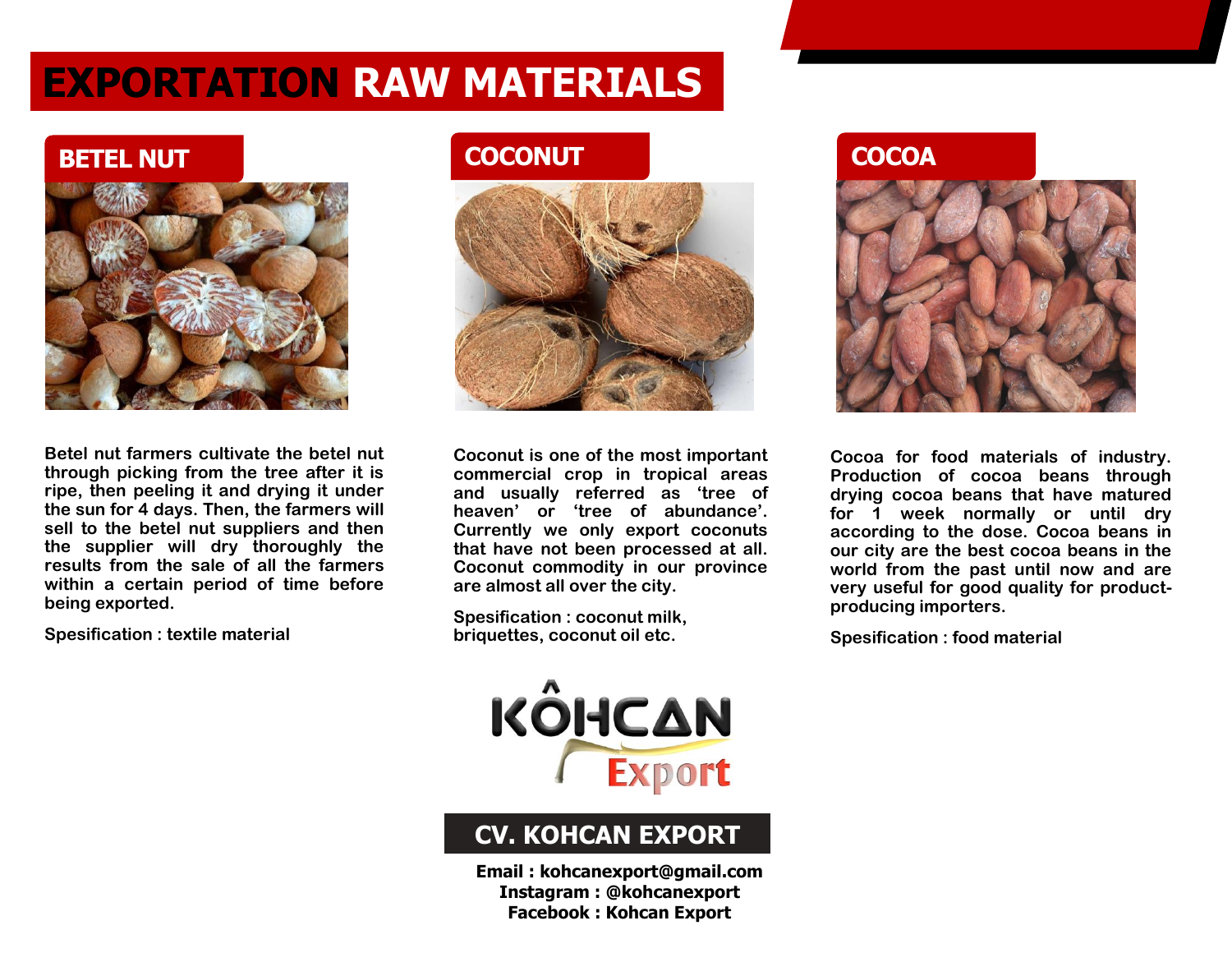# EXPORTATION RAW MATERIALS

## BETEL NUT

**Betel nut farmers cultivate the betel nut through picking from the tree after it is ripe, then peeling it and drying it under the sun for 4 days. Then, the farmers will sell to the betel nut suppliers and then the supplier will dry thoroughly the results from the sale of all the farmers within a certain period of time before being exported.**

**Spesification : textile material**

## COCONUT

**Coconut is one of the most important commercial crop in tropical areas and usually referred as 'tree of heaven' or 'tree of abundance'. Currently we only export coconuts that have not been processed at all. Coconut commodity in our province are almost all over the city.**

**Spesification : coconut milk, briquettes, coconut oil etc.**

## COCOA

**Cocoa for food materials of industry. Production of cocoa beans through drying cocoa beans that have matured for 1 week normally or until dry according to the dose. Cocoa beans in our city are the best cocoa beans in the world from the past until now and are very useful for good quality for product-producing importers.**

**Spesification : food material**

KÔHCAN Export

**CV. KOHCAN EXPORT**

**Email : kohcanexport@gmail.com**
**Instagram : @kohcanexport**
**Facebook : Kohcan Export**